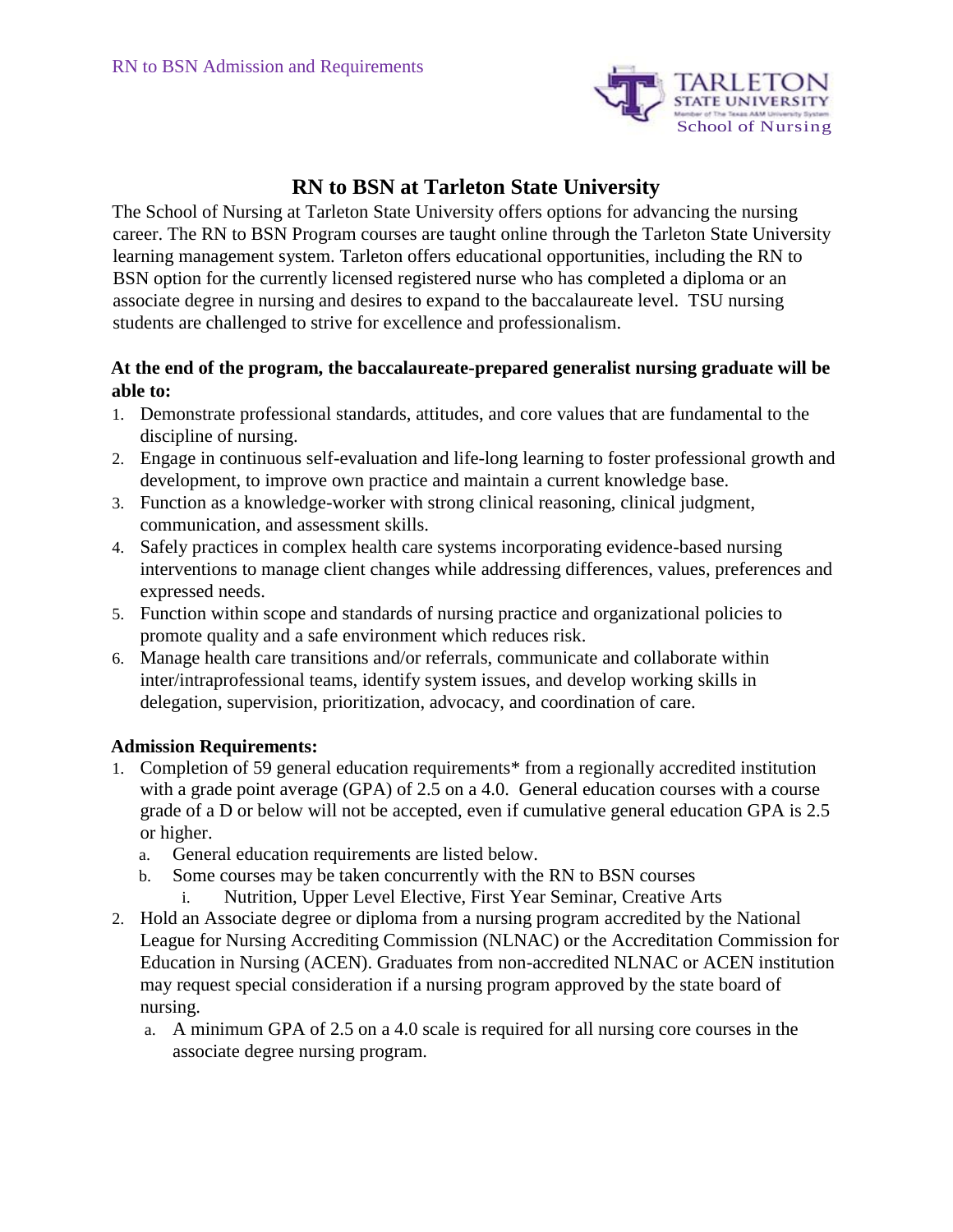# RN to BSN at Tarleton State University

The School of Nursing at Tarleton State University offers options for advancing the nursing career. The RN to BSN Program courses are taught online through the Tarleton State University learning management system. Tarleton offers educational opportunities, including the RN to BSN option for the currently licensed registered nurse who has completed a diploma or an associate degree in nursing and desires to expand to the baccalaureate level. TSU nursing students are challenged to strive for excellence and professionalism.

**At the end of the program, the baccalaureate-prepared generalist nursing graduate will be able to:**

1. Demonstrate professional standards, attitudes, and core values that are fundamental to the discipline of nursing.
2. Engage in continuous self-evaluation and life-long learning to foster professional growth and development, to improve own practice and maintain a current knowledge base.
3. Function as a knowledge-worker with strong clinical reasoning, clinical judgment, communication, and assessment skills.
4. Safely practices in complex health care systems incorporating evidence-based nursing interventions to manage client changes while addressing differences, values, preferences and expressed needs.
5. Function within scope and standards of nursing practice and organizational policies to promote quality and a safe environment which reduces risk.
6. Manage health care transitions and/or referrals, communicate and collaborate within inter/intraprofessional teams, identify system issues, and develop working skills in delegation, supervision, prioritization, advocacy, and coordination of care.

**Admission Requirements:**

1. Completion of 59 general education requirements* from a regionally accredited institution with a grade point average (GPA) of 2.5 on a 4.0. General education courses with a course grade of a D or below will not be accepted, even if cumulative general education GPA is 2.5 or higher.
   a. General education requirements are listed below.
   b. Some courses may be taken concurrently with the RN to BSN courses
      i. Nutrition, Upper Level Elective, First Year Seminar, Creative Arts
2. Hold an Associate degree or diploma from a nursing program accredited by the National League for Nursing Accrediting Commission (NLNAC) or the Accreditation Commission for Education in Nursing (ACEN). Graduates from non-accredited NLNAC or ACEN institution may request special consideration if a nursing program approved by the state board of nursing.
   a. A minimum GPA of 2.5 on a 4.0 scale is required for all nursing core courses in the associate degree nursing program.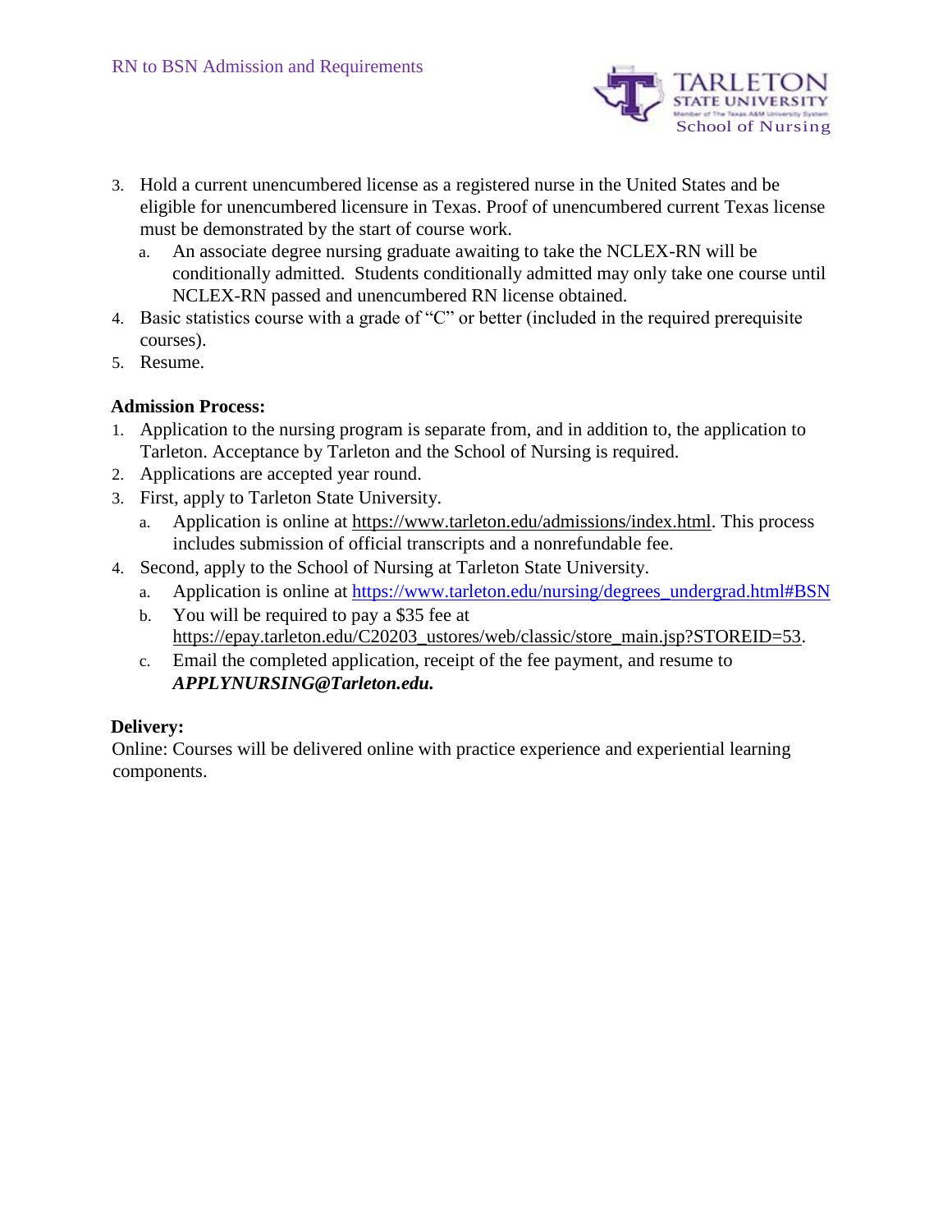3. Hold a current unencumbered license as a registered nurse in the United States and be eligible for unencumbered licensure in Texas. Proof of unencumbered current Texas license must be demonstrated by the start of course work.
   a. An associate degree nursing graduate awaiting to take the NCLEX-RN will be conditionally admitted. Students conditionally admitted may only take one course until NCLEX-RN passed and unencumbered RN license obtained.
4. Basic statistics course with a grade of "C" or better (included in the required prerequisite courses).
5. Resume.

**Admission Process:**

1. Application to the nursing program is separate from, and in addition to, the application to Tarleton. Acceptance by Tarleton and the School of Nursing is required.
2. Applications are accepted year round.
3. First, apply to Tarleton State University.
   a. Application is online at https://www.tarleton.edu/admissions/index.html. This process includes submission of official transcripts and a nonrefundable fee.
4. Second, apply to the School of Nursing at Tarleton State University.
   a. Application is online at https://www.tarleton.edu/nursing/degrees_undergrad.html#BSN
   b. You will be required to pay a $35 fee at https://epay.tarleton.edu/C20203_ustores/web/classic/store_main.jsp?STOREID=53.
   c. Email the completed application, receipt of the fee payment, and resume to ***APPLYNURSING@Tarleton.edu.***

**Delivery:**

Online: Courses will be delivered online with practice experience and experiential learning components.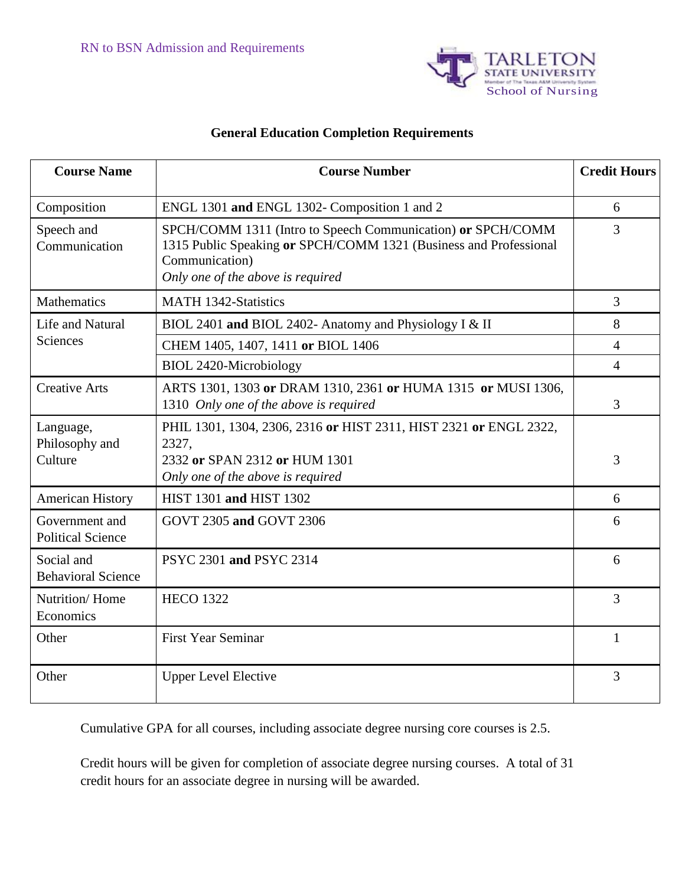RN to BSN Admission and Requirements

TARLETON STATE UNIVERSITY
Member of The Texas A&M University System
School of Nursing

## General Education Completion Requirements

| Course Name | Course Number | Credit Hours |
|---|---|---|
| Composition | ENGL 1301 **and** ENGL 1302- Composition 1 and 2 | 6 |
| Speech and Communication | SPCH/COMM 1311 (Intro to Speech Communication) **or** SPCH/COMM 1315 Public Speaking **or** SPCH/COMM 1321 (Business and Professional Communication) *Only one of the above is required* | 3 |
| Mathematics | MATH 1342-Statistics | 3 |
| Life and Natural Sciences | BIOL 2401 **and** BIOL 2402- Anatomy and Physiology I & II | 8 |
| | CHEM 1405, 1407, 1411 **or** BIOL 1406 | 4 |
| | BIOL 2420-Microbiology | 4 |
| Creative Arts | ARTS 1301, 1303 **or** DRAM 1310, 2361 **or** HUMA 1315 **or** MUSI 1306, 1310 *Only one of the above is required* | 3 |
| Language, Philosophy and Culture | PHIL 1301, 1304, 2306, 2316 **or** HIST 2311, HIST 2321 **or** ENGL 2322, 2327, 2332 **or** SPAN 2312 **or** HUM 1301 *Only one of the above is required* | 3 |
| American History | HIST 1301 **and** HIST 1302 | 6 |
| Government and Political Science | GOVT 2305 **and** GOVT 2306 | 6 |
| Social and Behavioral Science | PSYC 2301 **and** PSYC 2314 | 6 |
| Nutrition/ Home Economics | HECO 1322 | 3 |
| Other | First Year Seminar | 1 |
| Other | Upper Level Elective | 3 |

Cumulative GPA for all courses, including associate degree nursing core courses is 2.5.

Credit hours will be given for completion of associate degree nursing courses. A total of 31 credit hours for an associate degree in nursing will be awarded.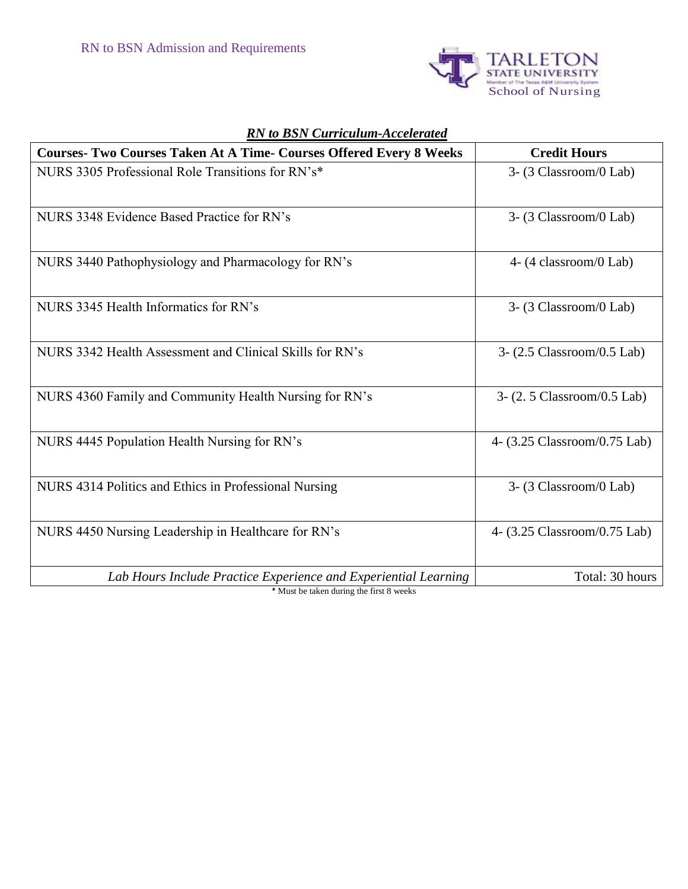RN to BSN Admission and Requirements

TARLETON STATE UNIVERSITY
Member of The Texas A&M University System
School of Nursing

***RN to BSN Curriculum-Accelerated***

| **Courses- Two Courses Taken At A Time- Courses Offered Every 8 Weeks** | **Credit Hours** |
|---|---|
| NURS 3305 Professional Role Transitions for RN's* | 3- (3 Classroom/0 Lab) |
| NURS 3348 Evidence Based Practice for RN's | 3- (3 Classroom/0 Lab) |
| NURS 3440 Pathophysiology and Pharmacology for RN's | 4- (4 classroom/0 Lab) |
| NURS 3345 Health Informatics for RN's | 3- (3 Classroom/0 Lab) |
| NURS 3342 Health Assessment and Clinical Skills for RN's | 3- (2.5 Classroom/0.5 Lab) |
| NURS 4360 Family and Community Health Nursing for RN's | 3- (2. 5 Classroom/0.5 Lab) |
| NURS 4445 Population Health Nursing for RN's | 4- (3.25 Classroom/0.75 Lab) |
| NURS 4314 Politics and Ethics in Professional Nursing | 3- (3 Classroom/0 Lab) |
| NURS 4450 Nursing Leadership in Healthcare for RN's | 4- (3.25 Classroom/0.75 Lab) |
| *Lab Hours Include Practice Experience and Experiential Learning* | Total: 30 hours |

\* Must be taken during the first 8 weeks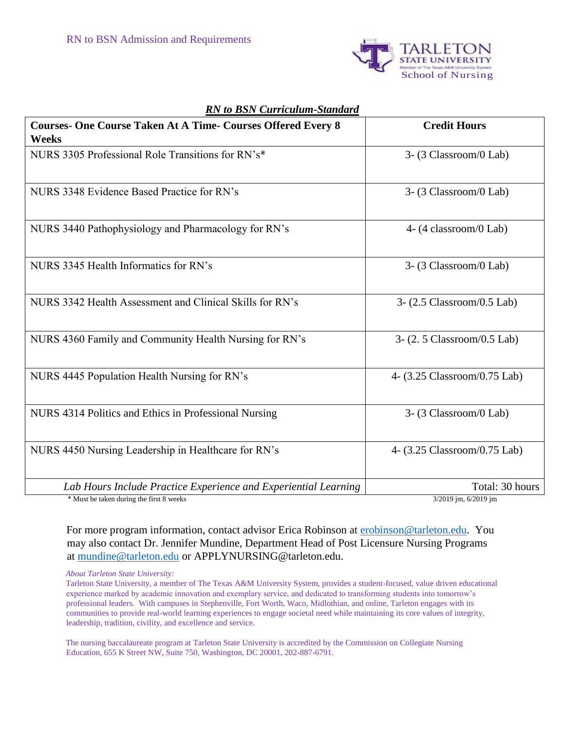RN to BSN Admission and Requirements

TARLETON STATE UNIVERSITY
Member of The Texas A&M University System
School of Nursing

***RN to BSN Curriculum-Standard***

| **Courses- One Course Taken At A Time- Courses Offered Every 8 Weeks** | **Credit Hours** |
|---|---|
| NURS 3305 Professional Role Transitions for RN's* | 3- (3 Classroom/0 Lab) |
| NURS 3348 Evidence Based Practice for RN's | 3- (3 Classroom/0 Lab) |
| NURS 3440 Pathophysiology and Pharmacology for RN's | 4- (4 classroom/0 Lab) |
| NURS 3345 Health Informatics for RN's | 3- (3 Classroom/0 Lab) |
| NURS 3342 Health Assessment and Clinical Skills for RN's | 3- (2.5 Classroom/0.5 Lab) |
| NURS 4360 Family and Community Health Nursing for RN's | 3- (2. 5 Classroom/0.5 Lab) |
| NURS 4445 Population Health Nursing for RN's | 4- (3.25 Classroom/0.75 Lab) |
| NURS 4314 Politics and Ethics in Professional Nursing | 3- (3 Classroom/0 Lab) |
| NURS 4450 Nursing Leadership in Healthcare for RN's | 4- (3.25 Classroom/0.75 Lab) |
| *Lab Hours Include Practice Experience and Experiential Learning* | Total: 30 hours |

\* Must be taken during the first 8 weeks

3/2019 jm, 6/2019 jm

For more program information, contact advisor Erica Robinson at erobinson@tarleton.edu. You may also contact Dr. Jennifer Mundine, Department Head of Post Licensure Nursing Programs at mundine@tarleton.edu or APPLYNURSING@tarleton.edu.

*About Tarleton State University:*

Tarleton State University, a member of The Texas A&M University System, provides a student-focused, value driven educational experience marked by academic innovation and exemplary service, and dedicated to transforming students into tomorrow's professional leaders. With campuses in Stephenville, Fort Worth, Waco, Midlothian, and online, Tarleton engages with its communities to provide real-world learning experiences to engage societal need while maintaining its core values of integrity, leadership, tradition, civility, and excellence and service.

The nursing baccalaureate program at Tarleton State University is accredited by the Commission on Collegiate Nursing Education, 655 K Street NW, Suite 750, Washington, DC 20001, 202-887-6791.